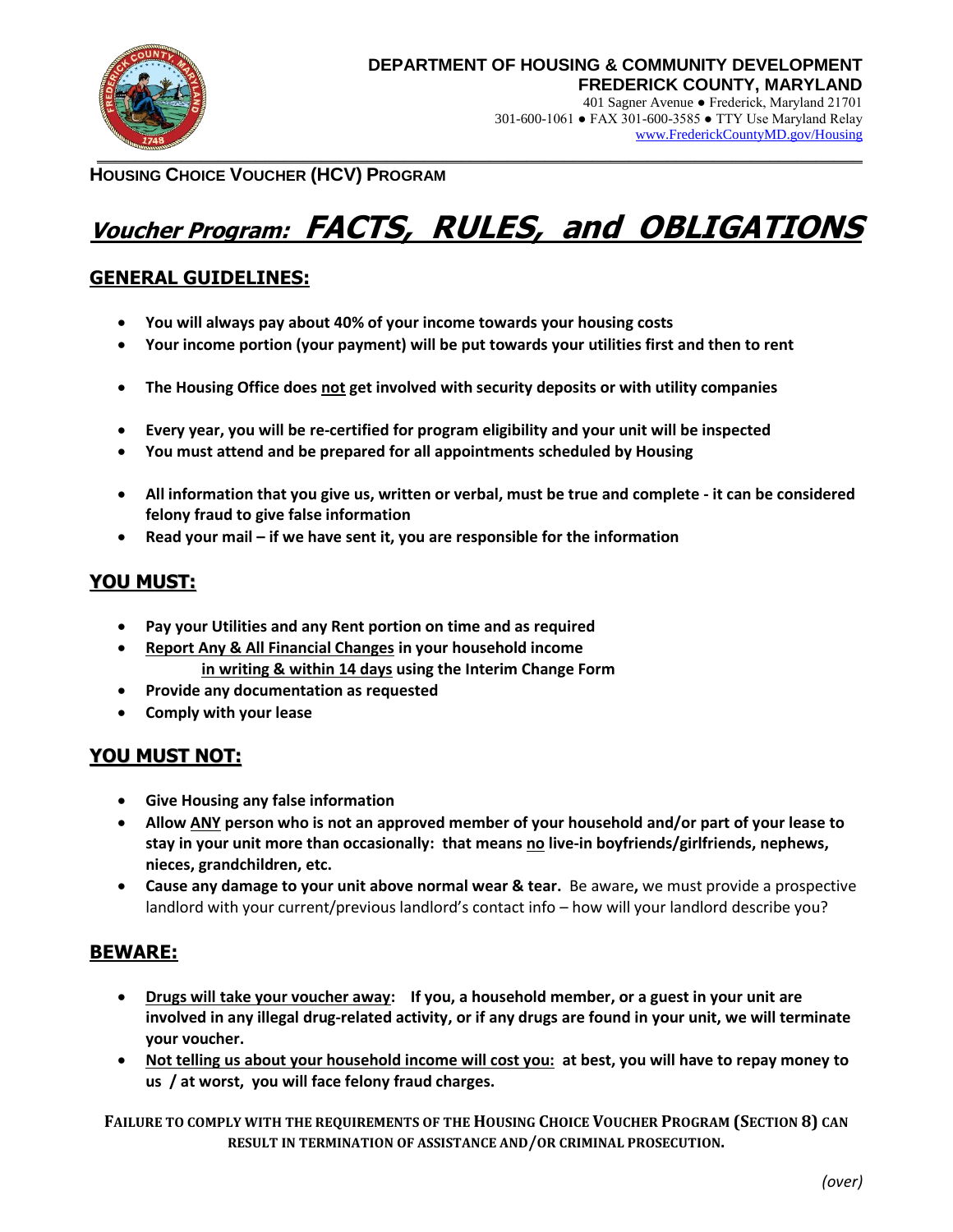**DEPARTMENT OF HOUSING & COMMUNITY DEVELOPMENT**
**FREDERICK COUNTY, MARYLAND**
401 Sagner Avenue ● Frederick, Maryland 21701
301-600-1061 ● FAX 301-600-3585 ● TTY Use Maryland Relay
www.FrederickCountyMD.gov/Housing

**HOUSING CHOICE VOUCHER (HCV) PROGRAM**

# *Voucher Program:* ***FACTS, RULES, and OBLIGATIONS***

## GENERAL GUIDELINES:

- **You will always pay about 40% of your income towards your housing costs**
- **Your income portion (your payment) will be put towards your utilities first and then to rent**
- **The Housing Office does not get involved with security deposits or with utility companies**
- **Every year, you will be re-certified for program eligibility and your unit will be inspected**
- **You must attend and be prepared for all appointments scheduled by Housing**
- **All information that you give us, written or verbal, must be true and complete - it can be considered felony fraud to give false information**
- **Read your mail – if we have sent it, you are responsible for the information**

## YOU MUST:

- **Pay your Utilities and any Rent portion on time and as required**
- **Report Any & All Financial Changes in your household income in writing & within 14 days using the Interim Change Form**
- **Provide any documentation as requested**
- **Comply with your lease**

## YOU MUST NOT:

- **Give Housing any false information**
- **Allow ANY person who is not an approved member of your household and/or part of your lease to stay in your unit more than occasionally: that means no live-in boyfriends/girlfriends, nephews, nieces, grandchildren, etc.**
- **Cause any damage to your unit above normal wear & tear.** Be aware**,** we must provide a prospective landlord with your current/previous landlord's contact info – how will your landlord describe you?

## BEWARE:

- **Drugs will take your voucher away: If you, a household member, or a guest in your unit are involved in any illegal drug-related activity, or if any drugs are found in your unit, we will terminate your voucher.**
- **Not telling us about your household income will cost you: at best, you will have to repay money to us / at worst, you will face felony fraud charges.**

**FAILURE TO COMPLY WITH THE REQUIREMENTS OF THE HOUSING CHOICE VOUCHER PROGRAM (SECTION 8) CAN RESULT IN TERMINATION OF ASSISTANCE AND/OR CRIMINAL PROSECUTION.**

*(over)*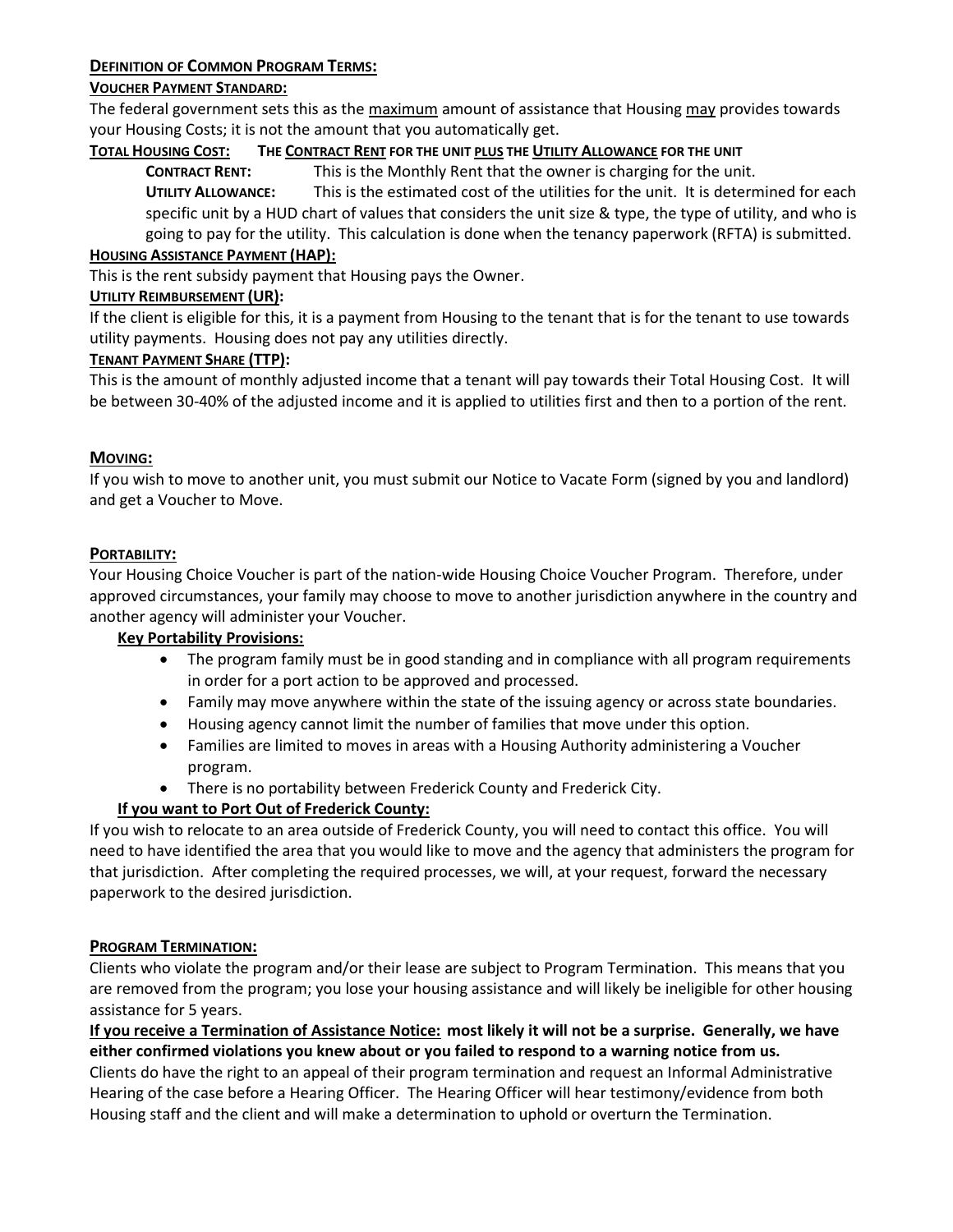## **DEFINITION OF COMMON PROGRAM TERMS:**

**VOUCHER PAYMENT STANDARD:**

The federal government sets this as the maximum amount of assistance that Housing may provides towards your Housing Costs; it is not the amount that you automatically get.

**TOTAL HOUSING COST: THE CONTRACT RENT FOR THE UNIT PLUS THE UTILITY ALLOWANCE FOR THE UNIT**

**CONTRACT RENT:** This is the Monthly Rent that the owner is charging for the unit.

**UTILITY ALLOWANCE:** This is the estimated cost of the utilities for the unit. It is determined for each specific unit by a HUD chart of values that considers the unit size & type, the type of utility, and who is going to pay for the utility. This calculation is done when the tenancy paperwork (RFTA) is submitted.

**HOUSING ASSISTANCE PAYMENT (HAP):**

This is the rent subsidy payment that Housing pays the Owner.

**UTILITY REIMBURSEMENT (UR):**

If the client is eligible for this, it is a payment from Housing to the tenant that is for the tenant to use towards utility payments. Housing does not pay any utilities directly.

**TENANT PAYMENT SHARE (TTP):**

This is the amount of monthly adjusted income that a tenant will pay towards their Total Housing Cost. It will be between 30-40% of the adjusted income and it is applied to utilities first and then to a portion of the rent.

## **MOVING:**

If you wish to move to another unit, you must submit our Notice to Vacate Form (signed by you and landlord) and get a Voucher to Move.

## **PORTABILITY:**

Your Housing Choice Voucher is part of the nation-wide Housing Choice Voucher Program. Therefore, under approved circumstances, your family may choose to move to another jurisdiction anywhere in the country and another agency will administer your Voucher.

### **Key Portability Provisions:**

- The program family must be in good standing and in compliance with all program requirements in order for a port action to be approved and processed.
- Family may move anywhere within the state of the issuing agency or across state boundaries.
- Housing agency cannot limit the number of families that move under this option.
- Families are limited to moves in areas with a Housing Authority administering a Voucher program.
- There is no portability between Frederick County and Frederick City.

### **If you want to Port Out of Frederick County:**

If you wish to relocate to an area outside of Frederick County, you will need to contact this office. You will need to have identified the area that you would like to move and the agency that administers the program for that jurisdiction. After completing the required processes, we will, at your request, forward the necessary paperwork to the desired jurisdiction.

## **PROGRAM TERMINATION:**

Clients who violate the program and/or their lease are subject to Program Termination. This means that you are removed from the program; you lose your housing assistance and will likely be ineligible for other housing assistance for 5 years.

**If you receive a Termination of Assistance Notice: most likely it will not be a surprise. Generally, we have either confirmed violations you knew about or you failed to respond to a warning notice from us.**

Clients do have the right to an appeal of their program termination and request an Informal Administrative Hearing of the case before a Hearing Officer. The Hearing Officer will hear testimony/evidence from both Housing staff and the client and will make a determination to uphold or overturn the Termination.